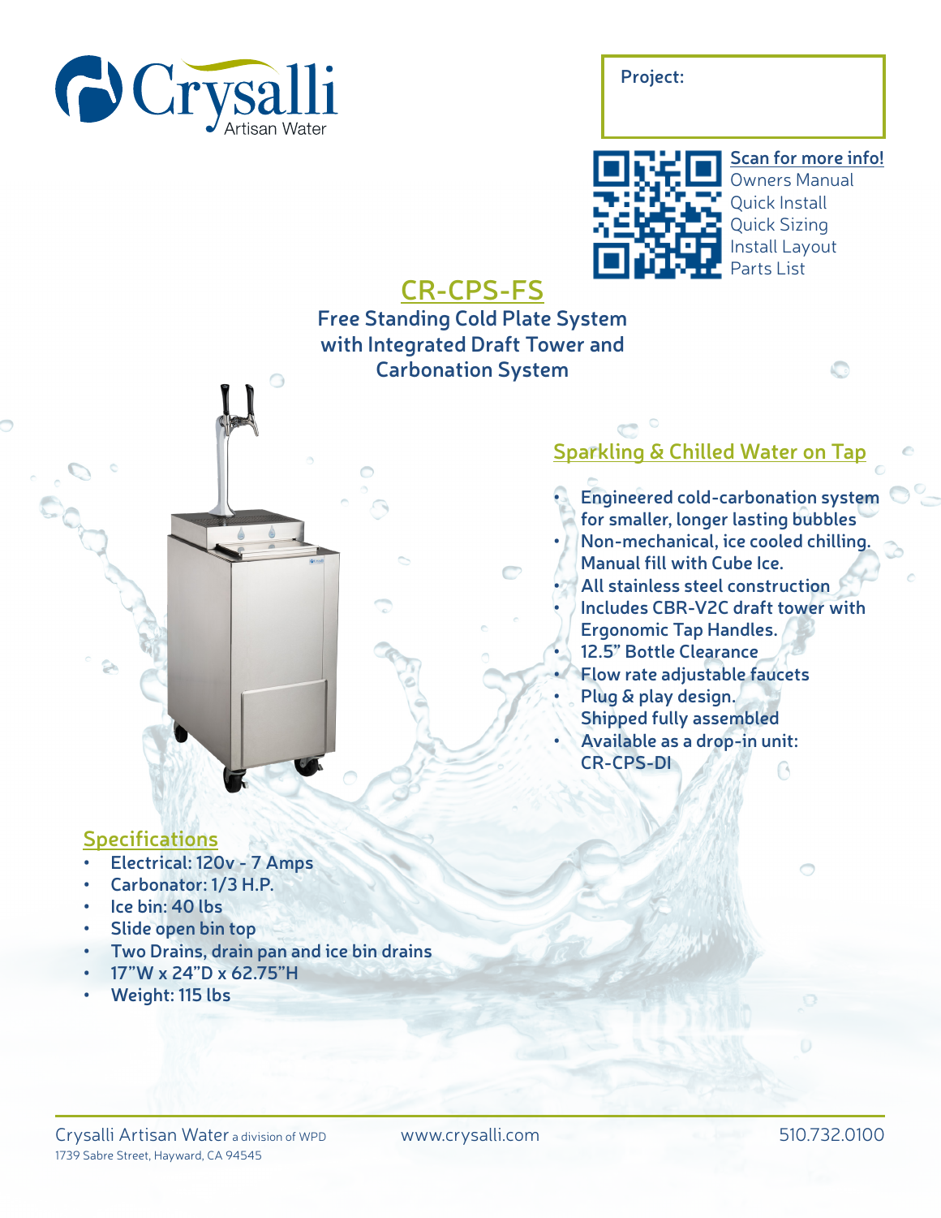Crysalli Artisan Water

Project:

Scan for more info!
Owners Manual
Quick Install
Quick Sizing
Install Layout
Parts List

# CR-CPS-FS

**Free Standing Cold Plate System with Integrated Draft Tower and Carbonation System**

## Sparkling & Chilled Water on Tap

- Engineered cold-carbonation system for smaller, longer lasting bubbles
- Non-mechanical, ice cooled chilling. Manual fill with Cube Ice.
- All stainless steel construction
- Includes CBR-V2C draft tower with Ergonomic Tap Handles.
- 12.5" Bottle Clearance
- Flow rate adjustable faucets
- Plug & play design. Shipped fully assembled
- Available as a drop-in unit: CR-CPS-DI

## Specifications

- Electrical: 120v - 7 Amps
- Carbonator: 1/3 H.P.
- Ice bin: 40 lbs
- Slide open bin top
- Two Drains, drain pan and ice bin drains
- 17"W x 24"D x 62.75"H
- Weight: 115 lbs

Crysalli Artisan Water a division of WPD
1739 Sabre Street, Hayward, CA 94545

www.crysalli.com

510.732.0100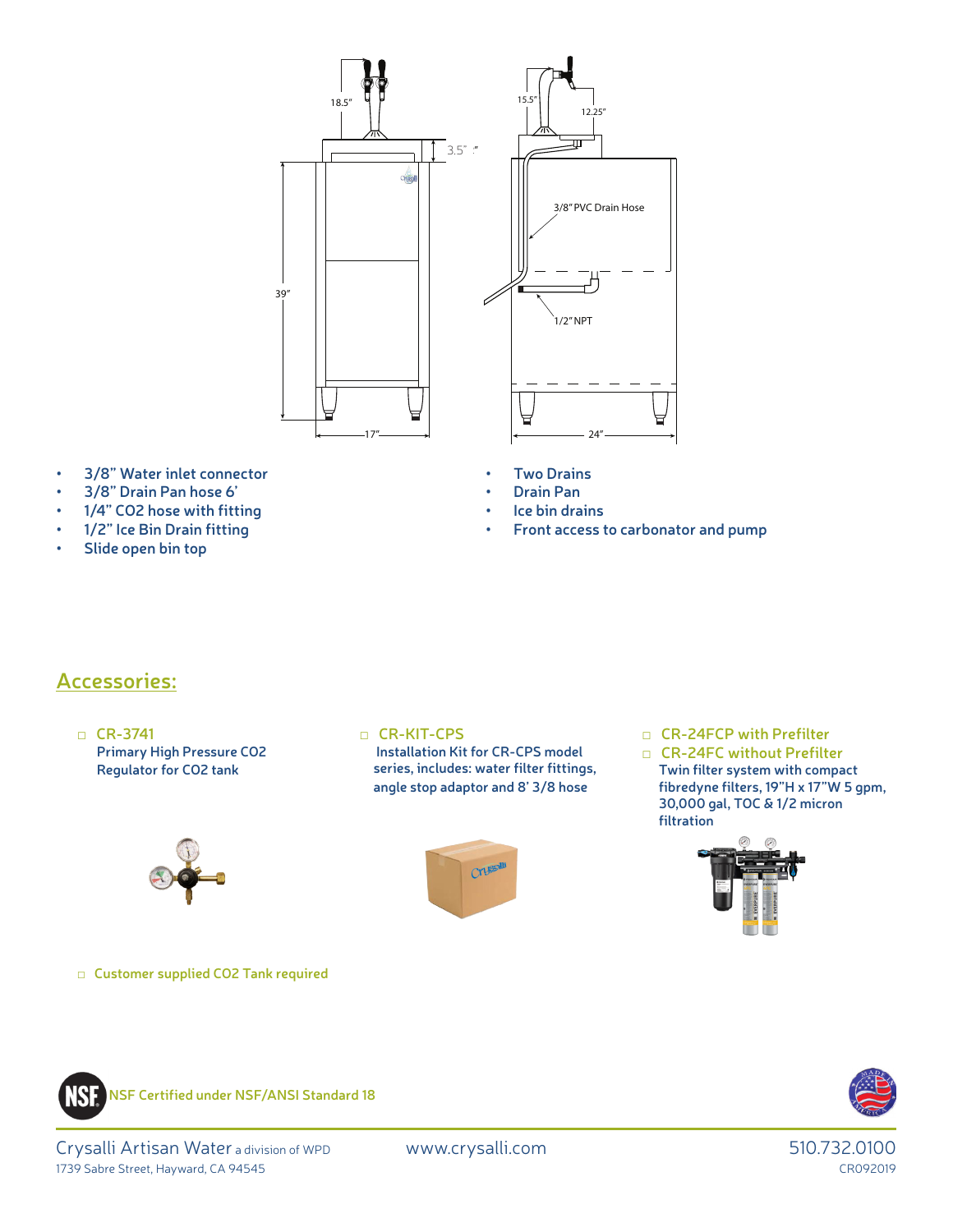18.5"

3.5"

39"

17"

15.5"

12.25"

3/8" PVC Drain Hose

1/2" NPT

24"

- 3/8" Water inlet connector
- 3/8" Drain Pan hose 6'
- 1/4" CO2 hose with fitting
- 1/2" Ice Bin Drain fitting
- Slide open bin top

- Two Drains
- Drain Pan
- Ice bin drains
- Front access to carbonator and pump

## Accessories:

- □ **CR-3741**
  Primary High Pressure CO2 Regulator for CO2 tank

- □ **CR-KIT-CPS**
  Installation Kit for CR-CPS model series, includes: water filter fittings, angle stop adaptor and 8' 3/8 hose

- □ **CR-24FCP with Prefilter**
- □ **CR-24FC without Prefilter**
  Twin filter system with compact fibredyne filters, 19"H x 17"W 5 gpm, 30,000 gal, TOC & 1/2 micron filtration

- □ Customer supplied CO2 Tank required

NSF Certified under NSF/ANSI Standard 18

Crysalli Artisan Water a division of WPD
1739 Sabre Street, Hayward, CA 94545

www.crysalli.com

510.732.0100
CR092019